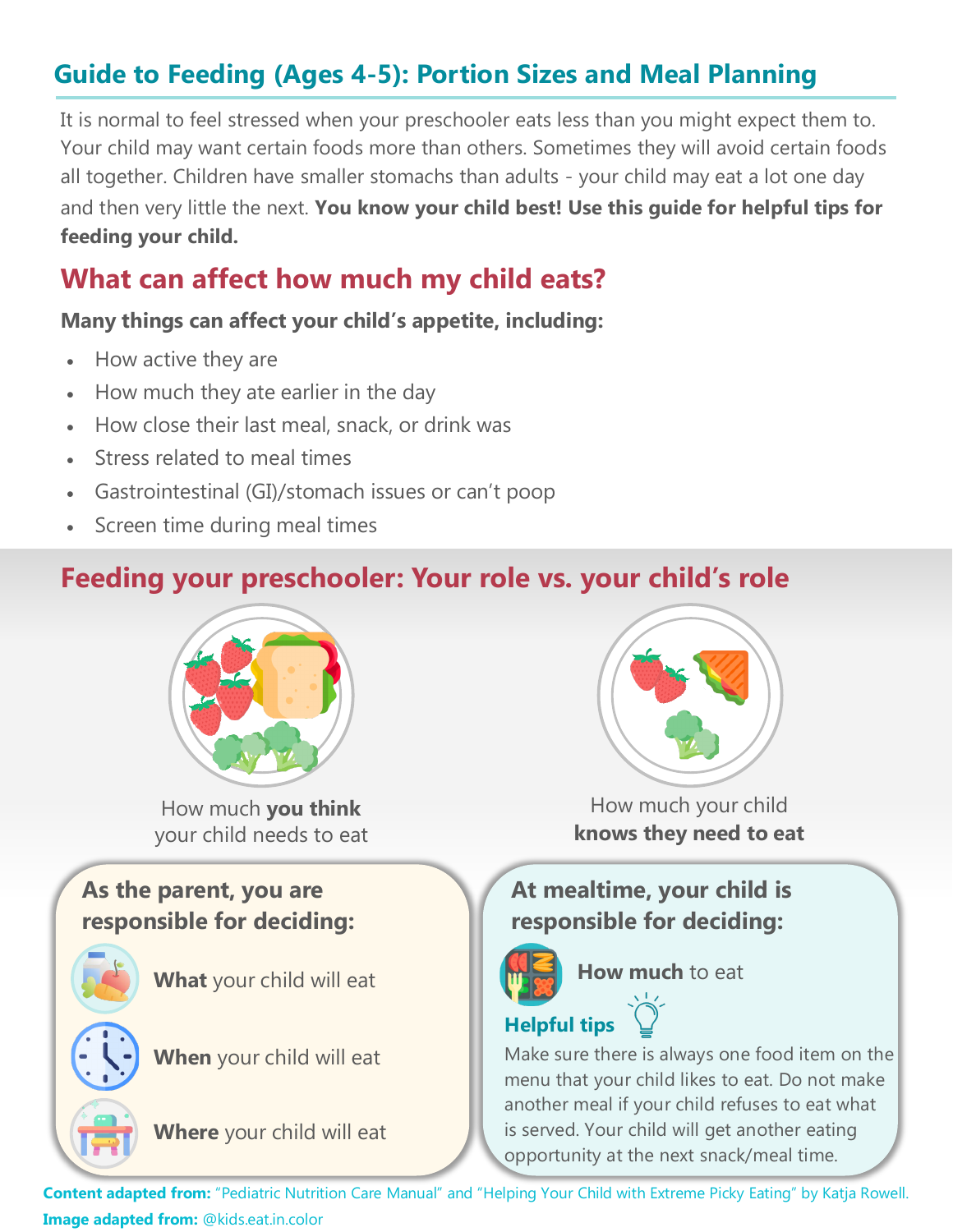## Guide to Feeding (Ages 4-5): Portion Sizes and Meal Planning

It is normal to feel stressed when your preschooler eats less than you might expect them to. Your child may want certain foods more than others. Sometimes they will avoid certain foods all together. Children have smaller stomachs than adults - your child may eat a lot one day and then very little the next. **You know your child best! Use this guide for helpful tips for feeding your child.**

## What can affect how much my child eats?

**Many things can affect your child's appetite, including:**

- How active they are
- How much they ate earlier in the day
- How close their last meal, snack, or drink was
- Stress related to meal times
- Gastrointestinal (GI)/stomach issues or can't poop
- Screen time during meal times

## Feeding your preschooler: Your role vs. your child's role

How much **you think** your child needs to eat

How much your child **knows they need to eat**

### As the parent, you are responsible for deciding:

- **What** your child will eat
- **When** your child will eat
- **Where** your child will eat

### At mealtime, your child is responsible for deciding:

- **How much** to eat

**Helpful tips**

Make sure there is always one food item on the menu that your child likes to eat. Do not make another meal if your child refuses to eat what is served. Your child will get another eating opportunity at the next snack/meal time.

**Content adapted from:** "Pediatric Nutrition Care Manual" and "Helping Your Child with Extreme Picky Eating" by Katja Rowell.
**Image adapted from:** @kids.eat.in.color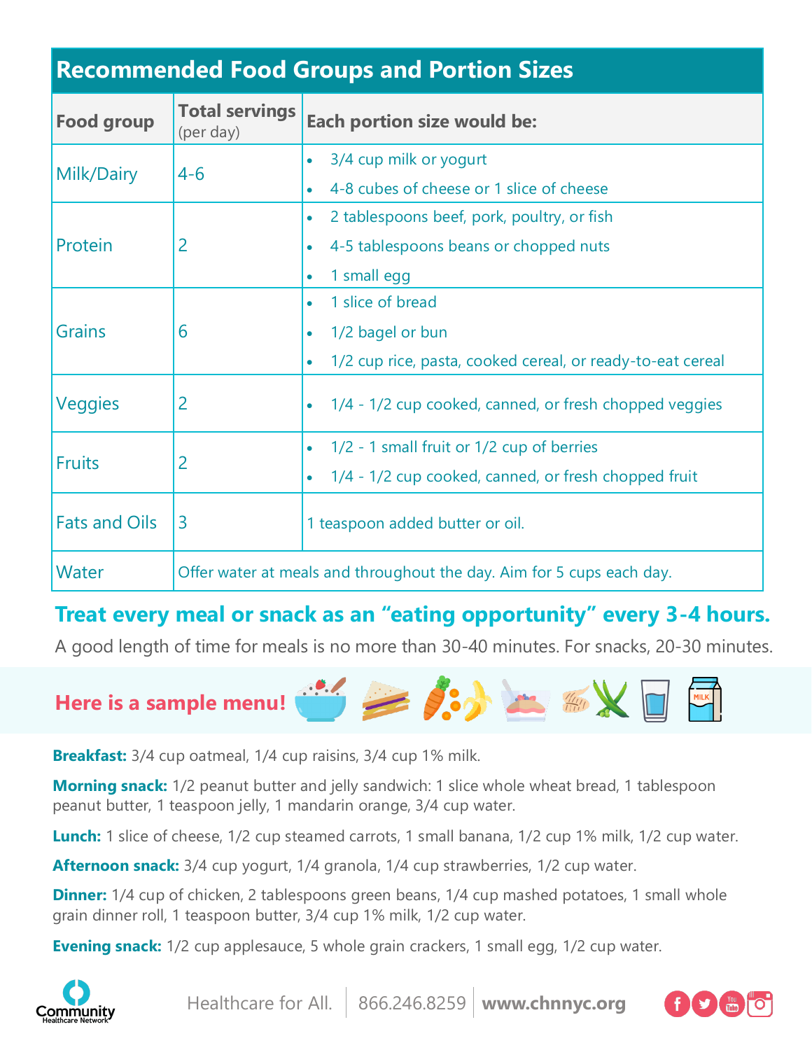## Recommended Food Groups and Portion Sizes

| Food group | Total servings (per day) | Each portion size would be: |
| --- | --- | --- |
| Milk/Dairy | 4-6 | • 3/4 cup milk or yogurt<br>• 4-8 cubes of cheese or 1 slice of cheese |
| Protein | 2 | • 2 tablespoons beef, pork, poultry, or fish<br>• 4-5 tablespoons beans or chopped nuts<br>• 1 small egg |
| Grains | 6 | • 1 slice of bread<br>• 1/2 bagel or bun<br>• 1/2 cup rice, pasta, cooked cereal, or ready-to-eat cereal |
| Veggies | 2 | • 1/4 - 1/2 cup cooked, canned, or fresh chopped veggies |
| Fruits | 2 | • 1/2 - 1 small fruit or 1/2 cup of berries<br>• 1/4 - 1/2 cup cooked, canned, or fresh chopped fruit |
| Fats and Oils | 3 | 1 teaspoon added butter or oil. |
| Water | Offer water at meals and throughout the day. Aim for 5 cups each day. | |

### Treat every meal or snack as an "eating opportunity" every 3-4 hours.

A good length of time for meals is no more than 30-40 minutes. For snacks, 20-30 minutes.

### Here is a sample menu!

**Breakfast:** 3/4 cup oatmeal, 1/4 cup raisins, 3/4 cup 1% milk.

**Morning snack:** 1/2 peanut butter and jelly sandwich: 1 slice whole wheat bread, 1 tablespoon peanut butter, 1 teaspoon jelly, 1 mandarin orange, 3/4 cup water.

**Lunch:** 1 slice of cheese, 1/2 cup steamed carrots, 1 small banana, 1/2 cup 1% milk, 1/2 cup water.

**Afternoon snack:** 3/4 cup yogurt, 1/4 granola, 1/4 cup strawberries, 1/2 cup water.

**Dinner:** 1/4 cup of chicken, 2 tablespoons green beans, 1/4 cup mashed potatoes, 1 small whole grain dinner roll, 1 teaspoon butter, 3/4 cup 1% milk, 1/2 cup water.

**Evening snack:** 1/2 cup applesauce, 5 whole grain crackers, 1 small egg, 1/2 cup water.

Community Healthcare Network

Healthcare for All. | 866.246.8259 | **www.chnnyc.org**